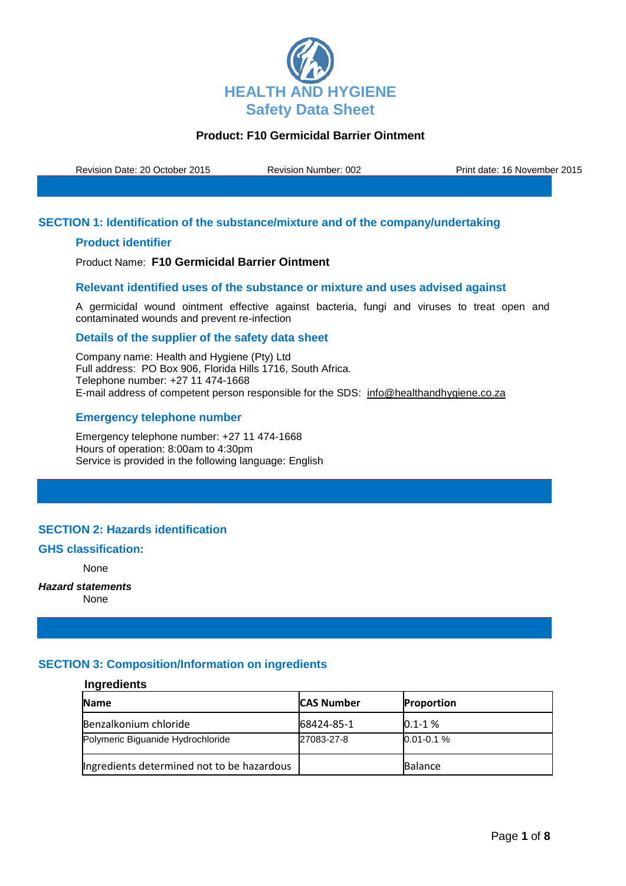# HEALTH AND HYGIENE
## Safety Data Sheet

**Product: F10 Germicidal Barrier Ointment**

Revision Date: 20 October 2015    Revision Number: 002    Print date: 16 November 2015

## SECTION 1: Identification of the substance/mixture and of the company/undertaking

### Product identifier

Product Name: **F10 Germicidal Barrier Ointment**

### Relevant identified uses of the substance or mixture and uses advised against

A germicidal wound ointment effective against bacteria, fungi and viruses to treat open and contaminated wounds and prevent re-infection

### Details of the supplier of the safety data sheet

Company name: Health and Hygiene (Pty) Ltd
Full address: PO Box 906, Florida Hills 1716, South Africa.
Telephone number: +27 11 474-1668
E-mail address of competent person responsible for the SDS: info@healthandhygiene.co.za

### Emergency telephone number

Emergency telephone number: +27 11 474-1668
Hours of operation: 8:00am to 4:30pm
Service is provided in the following language: English

## SECTION 2: Hazards identification

### GHS classification:

None

***Hazard statements***

None

## SECTION 3: Composition/Information on ingredients

**Ingredients**

| Name | CAS Number | Proportion |
|---|---|---|
| Benzalkonium chloride | 68424-85-1 | 0.1-1 % |
| Polymeric Biguanide Hydrochloride | 27083-27-8 | 0.01-0.1 % |
| Ingredients determined not to be hazardous | | Balance |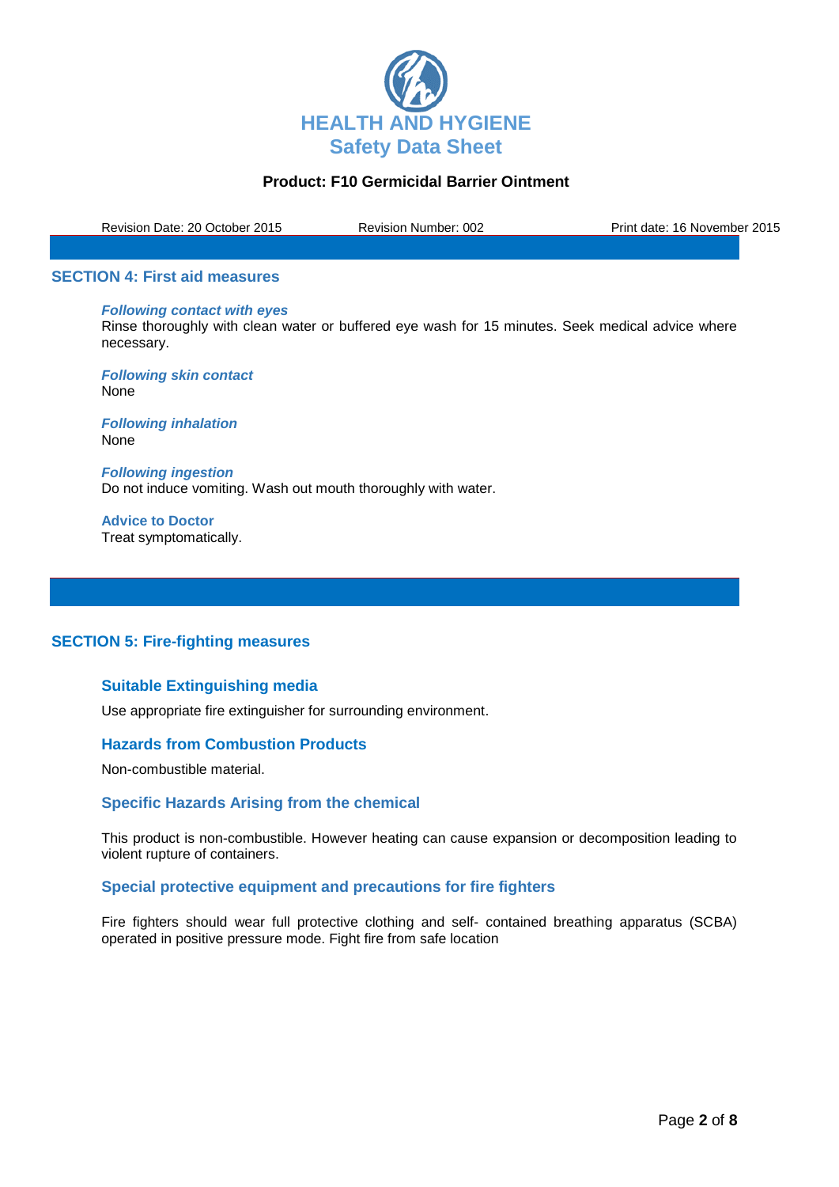## SECTION 4: First aid measures

***Following contact with eyes***

Rinse thoroughly with clean water or buffered eye wash for 15 minutes. Seek medical advice where necessary.

***Following skin contact***

None

***Following inhalation***

None

***Following ingestion***

Do not induce vomiting. Wash out mouth thoroughly with water.

**Advice to Doctor**

Treat symptomatically.

## SECTION 5: Fire-fighting measures

### Suitable Extinguishing media

Use appropriate fire extinguisher for surrounding environment.

### Hazards from Combustion Products

Non-combustible material.

### Specific Hazards Arising from the chemical

This product is non-combustible. However heating can cause expansion or decomposition leading to violent rupture of containers.

### Special protective equipment and precautions for fire fighters

Fire fighters should wear full protective clothing and self- contained breathing apparatus (SCBA) operated in positive pressure mode. Fight fire from safe location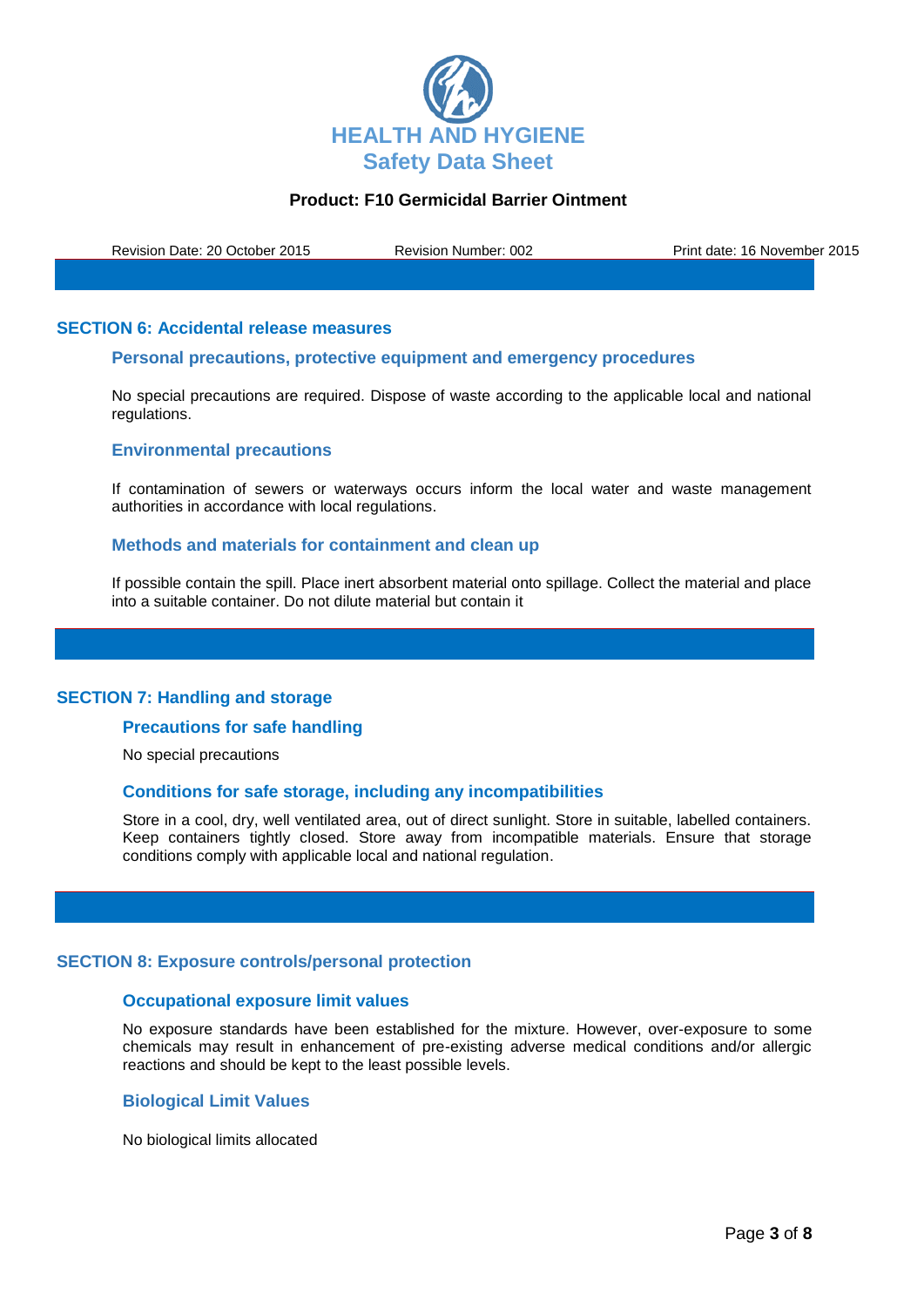## SECTION 6: Accidental release measures

### Personal precautions, protective equipment and emergency procedures

No special precautions are required. Dispose of waste according to the applicable local and national regulations.

### Environmental precautions

If contamination of sewers or waterways occurs inform the local water and waste management authorities in accordance with local regulations.

### Methods and materials for containment and clean up

If possible contain the spill. Place inert absorbent material onto spillage. Collect the material and place into a suitable container. Do not dilute material but contain it

## SECTION 7: Handling and storage

### Precautions for safe handling

No special precautions

### Conditions for safe storage, including any incompatibilities

Store in a cool, dry, well ventilated area, out of direct sunlight. Store in suitable, labelled containers. Keep containers tightly closed. Store away from incompatible materials. Ensure that storage conditions comply with applicable local and national regulation.

## SECTION 8: Exposure controls/personal protection

### Occupational exposure limit values

No exposure standards have been established for the mixture. However, over-exposure to some chemicals may result in enhancement of pre-existing adverse medical conditions and/or allergic reactions and should be kept to the least possible levels.

### Biological Limit Values

No biological limits allocated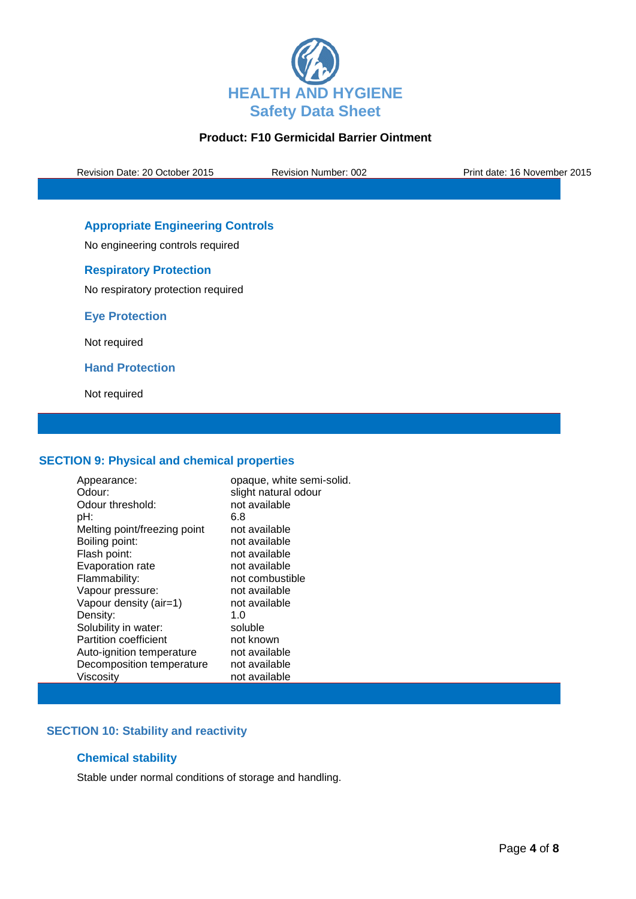### Appropriate Engineering Controls

No engineering controls required

### Respiratory Protection

No respiratory protection required

### Eye Protection

Not required

### Hand Protection

Not required

## SECTION 9: Physical and chemical properties

| | |
|---|---|
| Appearance: | opaque, white semi-solid. |
| Odour: | slight natural odour |
| Odour threshold: | not available |
| pH: | 6.8 |
| Melting point/freezing point | not available |
| Boiling point: | not available |
| Flash point: | not available |
| Evaporation rate | not available |
| Flammability: | not combustible |
| Vapour pressure: | not available |
| Vapour density (air=1) | not available |
| Density: | 1.0 |
| Solubility in water: | soluble |
| Partition coefficient | not known |
| Auto-ignition temperature | not available |
| Decomposition temperature | not available |
| Viscosity | not available |

## SECTION 10: Stability and reactivity

### Chemical stability

Stable under normal conditions of storage and handling.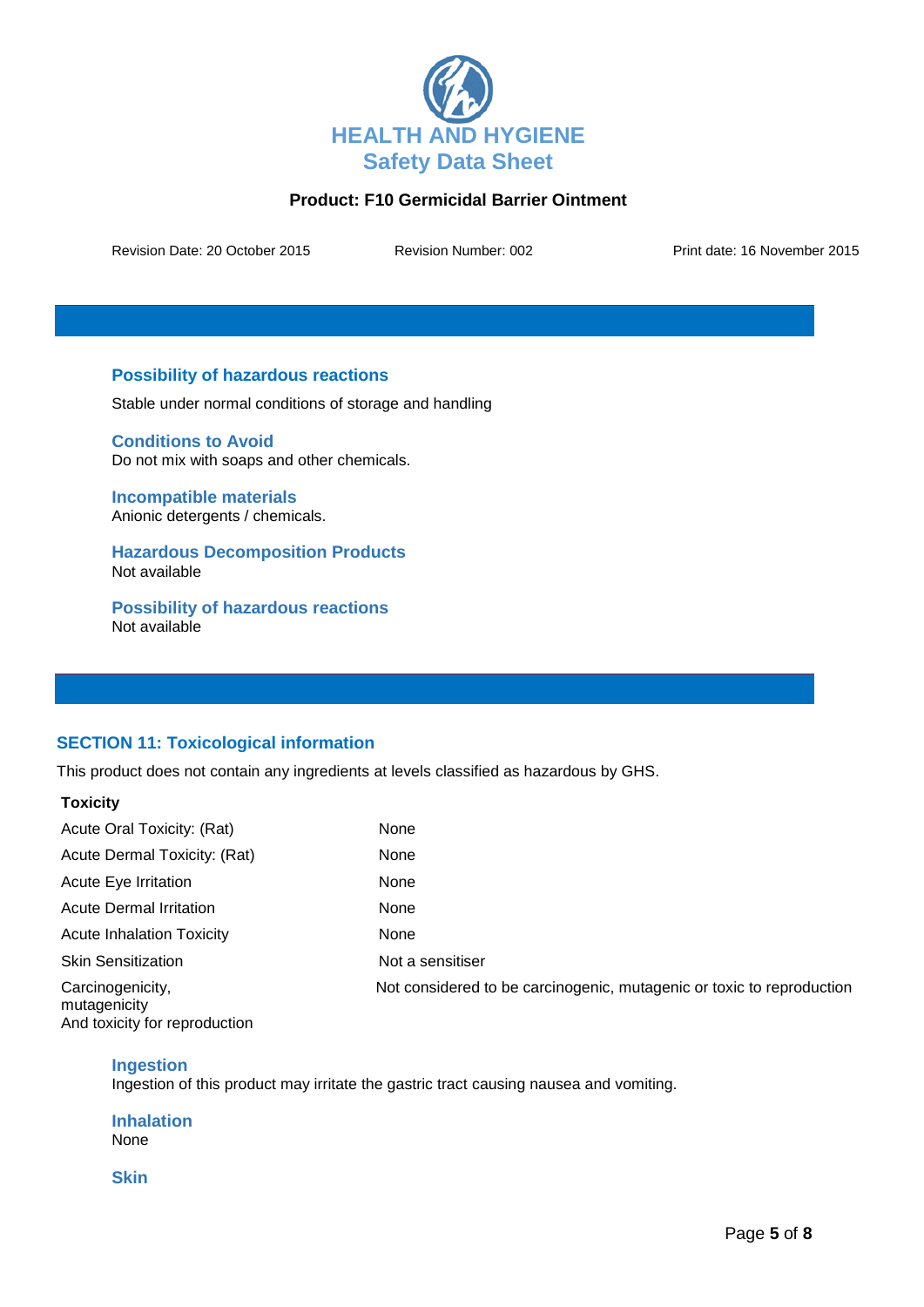### Possibility of hazardous reactions

Stable under normal conditions of storage and handling

### Conditions to Avoid

Do not mix with soaps and other chemicals.

### Incompatible materials

Anionic detergents / chemicals.

### Hazardous Decomposition Products

Not available

### Possibility of hazardous reactions

Not available

## SECTION 11: Toxicological information

This product does not contain any ingredients at levels classified as hazardous by GHS.

| **Toxicity** | |
|---|---|
| Acute Oral Toxicity: (Rat) | None |
| Acute Dermal Toxicity: (Rat) | None |
| Acute Eye Irritation | None |
| Acute Dermal Irritation | None |
| Acute Inhalation Toxicity | None |
| Skin Sensitization | Not a sensitiser |
| Carcinogenicity, mutagenicity And toxicity for reproduction | Not considered to be carcinogenic, mutagenic or toxic to reproduction |

### Ingestion

Ingestion of this product may irritate the gastric tract causing nausea and vomiting.

### Inhalation

None

### Skin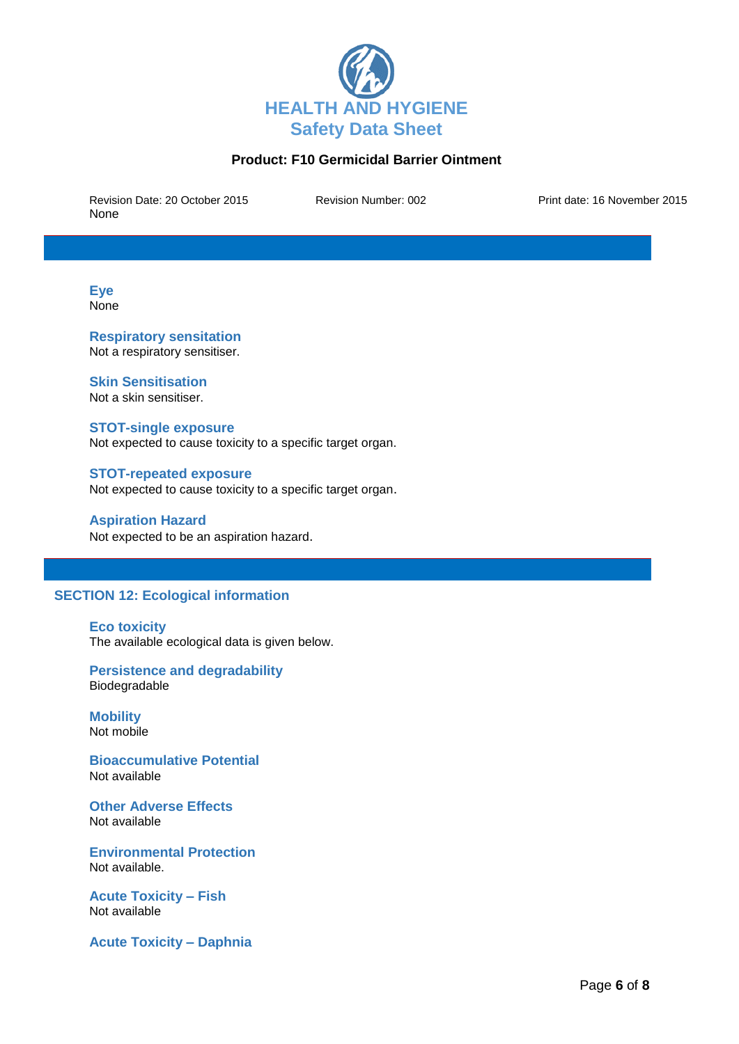### Eye
None

### Respiratory sensitation
Not a respiratory sensitiser.

### Skin Sensitisation
Not a skin sensitiser.

### STOT-single exposure
Not expected to cause toxicity to a specific target organ.

### STOT-repeated exposure
Not expected to cause toxicity to a specific target organ.

### Aspiration Hazard
Not expected to be an aspiration hazard.

## SECTION 12: Ecological information

### Eco toxicity
The available ecological data is given below.

### Persistence and degradability
Biodegradable

### Mobility
Not mobile

### Bioaccumulative Potential
Not available

### Other Adverse Effects
Not available

### Environmental Protection
Not available.

### Acute Toxicity – Fish
Not available

### Acute Toxicity – Daphnia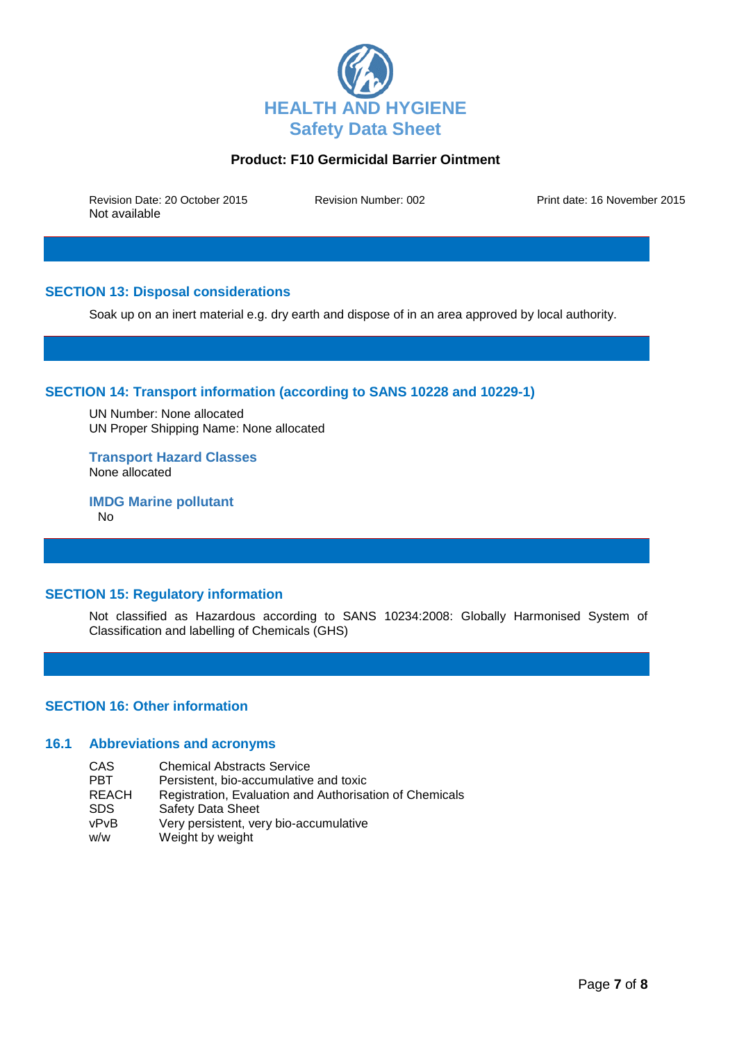## SECTION 13: Disposal considerations

Soak up on an inert material e.g. dry earth and dispose of in an area approved by local authority.

## SECTION 14: Transport information (according to SANS 10228 and 10229-1)

UN Number: None allocated
UN Proper Shipping Name: None allocated

### Transport Hazard Classes

None allocated

### IMDG Marine pollutant

No

## SECTION 15: Regulatory information

Not classified as Hazardous according to SANS 10234:2008: Globally Harmonised System of Classification and labelling of Chemicals (GHS)

## SECTION 16: Other information

### 16.1 Abbreviations and acronyms

| | |
|---|---|
| CAS | Chemical Abstracts Service |
| PBT | Persistent, bio-accumulative and toxic |
| REACH | Registration, Evaluation and Authorisation of Chemicals |
| SDS | Safety Data Sheet |
| vPvB | Very persistent, very bio-accumulative |
| w/w | Weight by weight |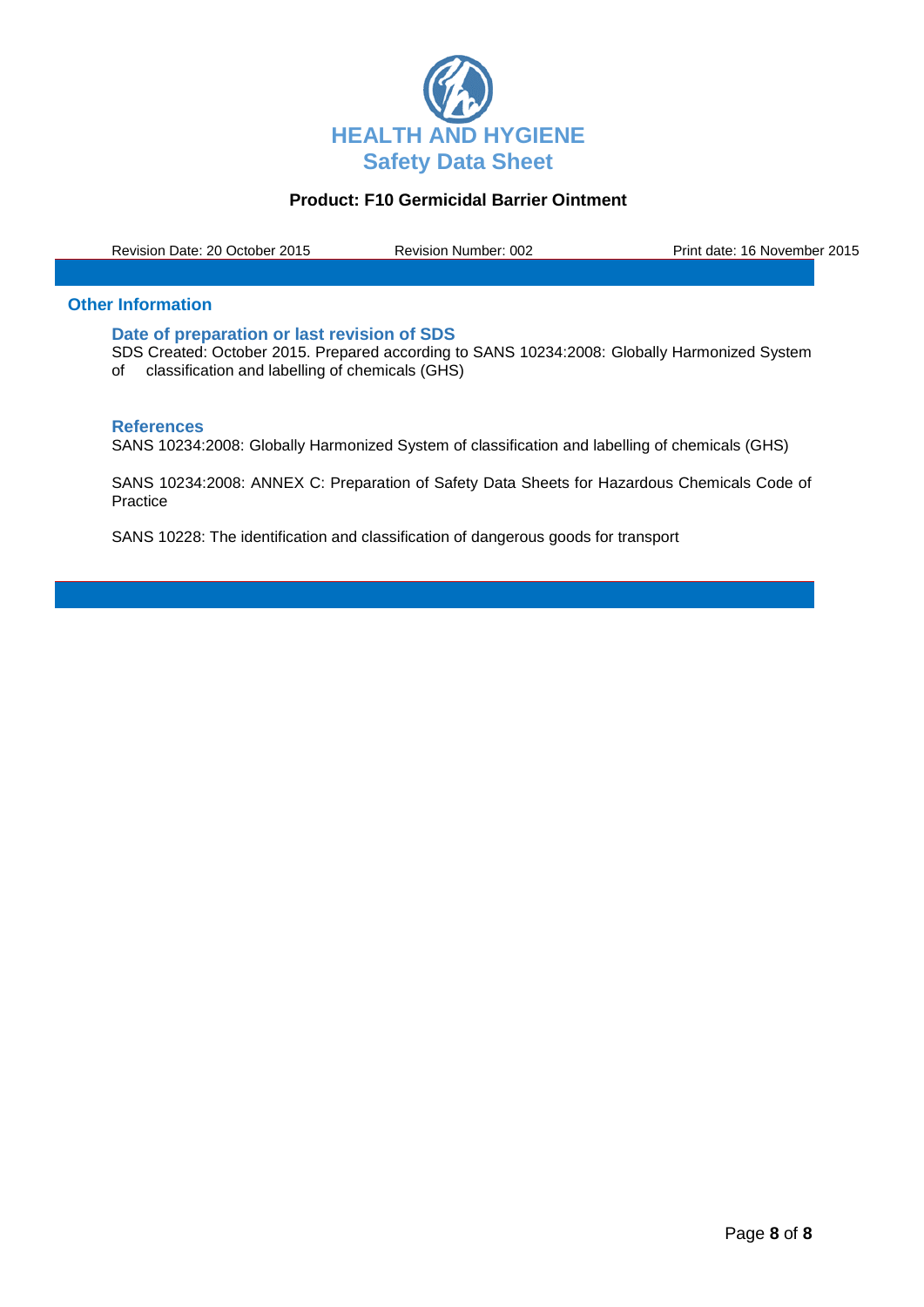## Other Information

### Date of preparation or last revision of SDS

SDS Created: October 2015. Prepared according to SANS 10234:2008: Globally Harmonized System of classification and labelling of chemicals (GHS)

### References

SANS 10234:2008: Globally Harmonized System of classification and labelling of chemicals (GHS)

SANS 10234:2008: ANNEX C: Preparation of Safety Data Sheets for Hazardous Chemicals Code of Practice

SANS 10228: The identification and classification of dangerous goods for transport